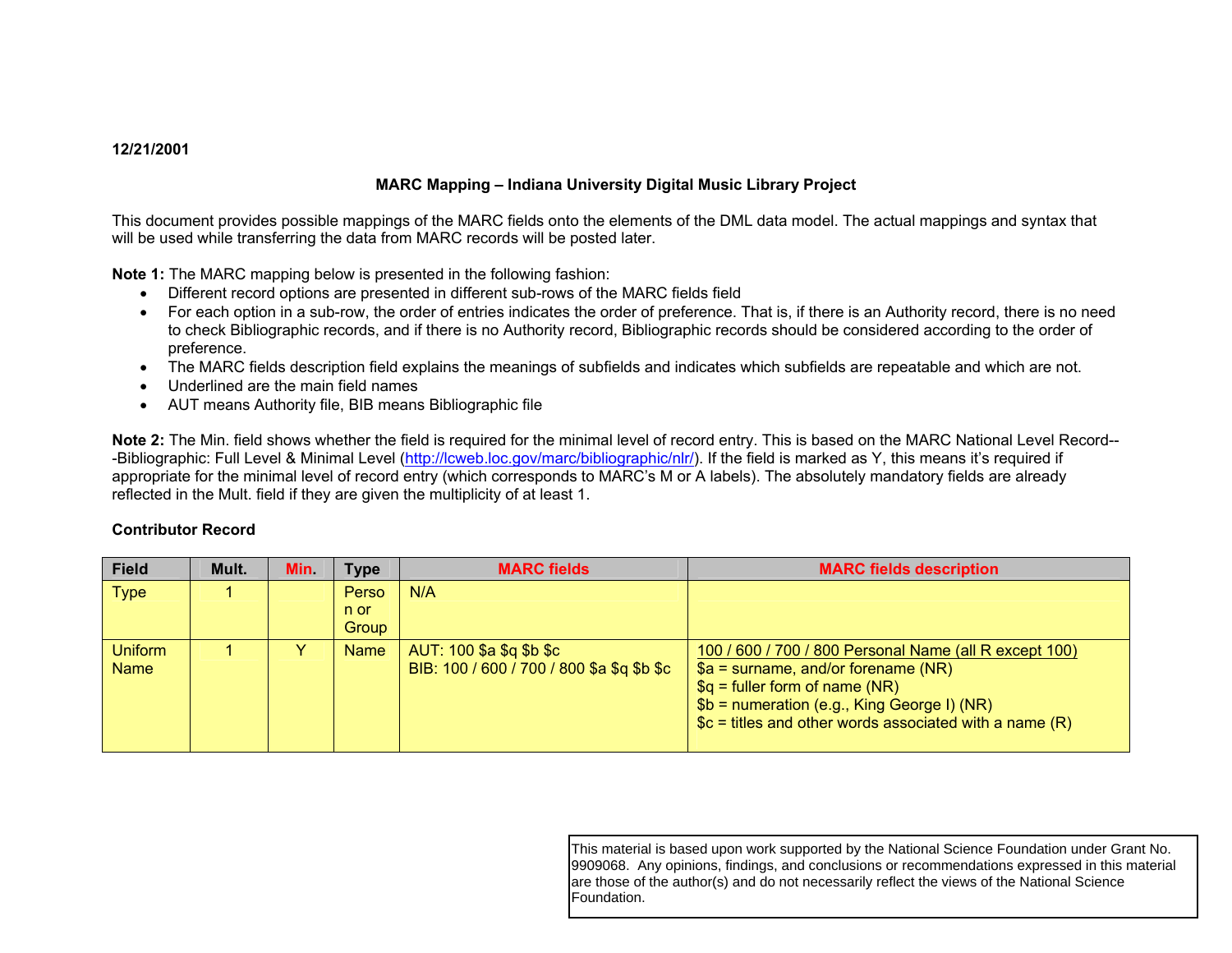**12/21/2001**

**MARC Mapping – Indiana University Digital Music Library Project**

This document provides possible mappings of the MARC fields onto the elements of the DML data model. The actual mappings and syntax that will be used while transferring the data from MARC records will be posted later.

**Note 1:** The MARC mapping below is presented in the following fashion:

- Different record options are presented in different sub-rows of the MARC fields field
- For each option in a sub-row, the order of entries indicates the order of preference. That is, if there is an Authority record, there is no need to check Bibliographic records, and if there is no Authority record, Bibliographic records should be considered according to the order of preference.
- The MARC fields description field explains the meanings of subfields and indicates which subfields are repeatable and which are not.
- Underlined are the main field names
- AUT means Authority file, BIB means Bibliographic file

**Note 2:** The Min. field shows whether the field is required for the minimal level of record entry. This is based on the MARC National Level Record---Bibliographic: Full Level & Minimal Level (http://lcweb.loc.gov/marc/bibliographic/nlr/). If the field is marked as Y, this means it's required if appropriate for the minimal level of record entry (which corresponds to MARC's M or A labels). The absolutely mandatory fields are already reflected in the Mult. field if they are given the multiplicity of at least 1.

**Contributor Record**

| Field | Mult. | Min. | Type | MARC fields | MARC fields description |
|---|---|---|---|---|---|
| Type | 1 | | Person or Group | N/A | |
| Uniform Name | 1 | Y | Name | AUT: 100 $a $q $b $c<br>BIB: 100 / 600 / 700 / 800 $a $q $b $c | <u>100 / 600 / 700 / 800 Personal Name (all R except 100)</u><br>$a = surname, and/or forename (NR)<br>$q = fuller form of name (NR)<br>$b = numeration (e.g., King George I) (NR)<br>$c = titles and other words associated with a name (R) |

This material is based upon work supported by the National Science Foundation under Grant No. 9909068. Any opinions, findings, and conclusions or recommendations expressed in this material are those of the author(s) and do not necessarily reflect the views of the National Science Foundation.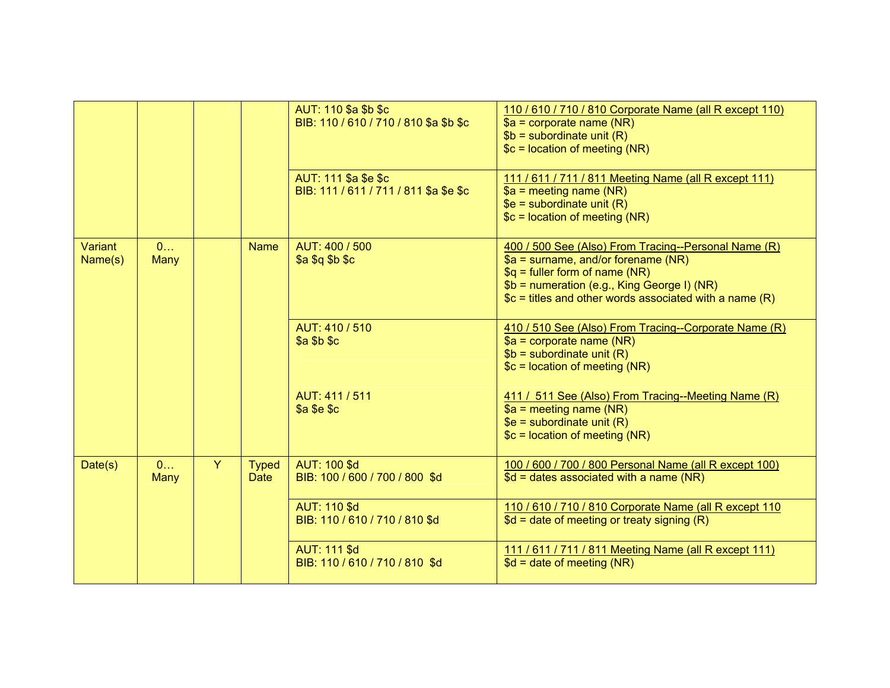| | | | | | |
|---|---|---|---|---|---|
| | | | | AUT: 110 $a $b $c<br>BIB: 110 / 610 / 710 / 810 $a $b $c | 110 / 610 / 710 / 810 Corporate Name (all R except 110)<br>$a = corporate name (NR)<br>$b = subordinate unit (R)<br>$c = location of meeting (NR) |
| | | | | AUT: 111 $a $e $c<br>BIB: 111 / 611 / 711 / 811 $a $e $c | 111 / 611 / 711 / 811 Meeting Name (all R except 111)<br>$a = meeting name (NR)<br>$e = subordinate unit (R)<br>$c = location of meeting (NR) |
| Variant Name(s) | 0… Many | | Name | AUT: 400 / 500<br>$a $q $b $c | 400 / 500 See (Also) From Tracing--Personal Name (R)<br>$a = surname, and/or forename (NR)<br>$q = fuller form of name (NR)<br>$b = numeration (e.g., King George I) (NR)<br>$c = titles and other words associated with a name (R) |
| | | | | AUT: 410 / 510<br>$a $b $c<br><br>AUT: 411 / 511<br>$a $e $c | 410 / 510 See (Also) From Tracing--Corporate Name (R)<br>$a = corporate name (NR)<br>$b = subordinate unit (R)<br>$c = location of meeting (NR)<br><br>411 / 511 See (Also) From Tracing--Meeting Name (R)<br>$a = meeting name (NR)<br>$e = subordinate unit (R)<br>$c = location of meeting (NR) |
| Date(s) | 0… Many | Y | Typed Date | AUT: 100 $d<br>BIB: 100 / 600 / 700 / 800 $d | 100 / 600 / 700 / 800 Personal Name (all R except 100)<br>$d = dates associated with a name (NR) |
| | | | | AUT: 110 $d<br>BIB: 110 / 610 / 710 / 810 $d | 110 / 610 / 710 / 810 Corporate Name (all R except 110<br>$d = date of meeting or treaty signing (R) |
| | | | | AUT: 111 $d<br>BIB: 110 / 610 / 710 / 810 $d | 111 / 611 / 711 / 811 Meeting Name (all R except 111)<br>$d = date of meeting (NR) |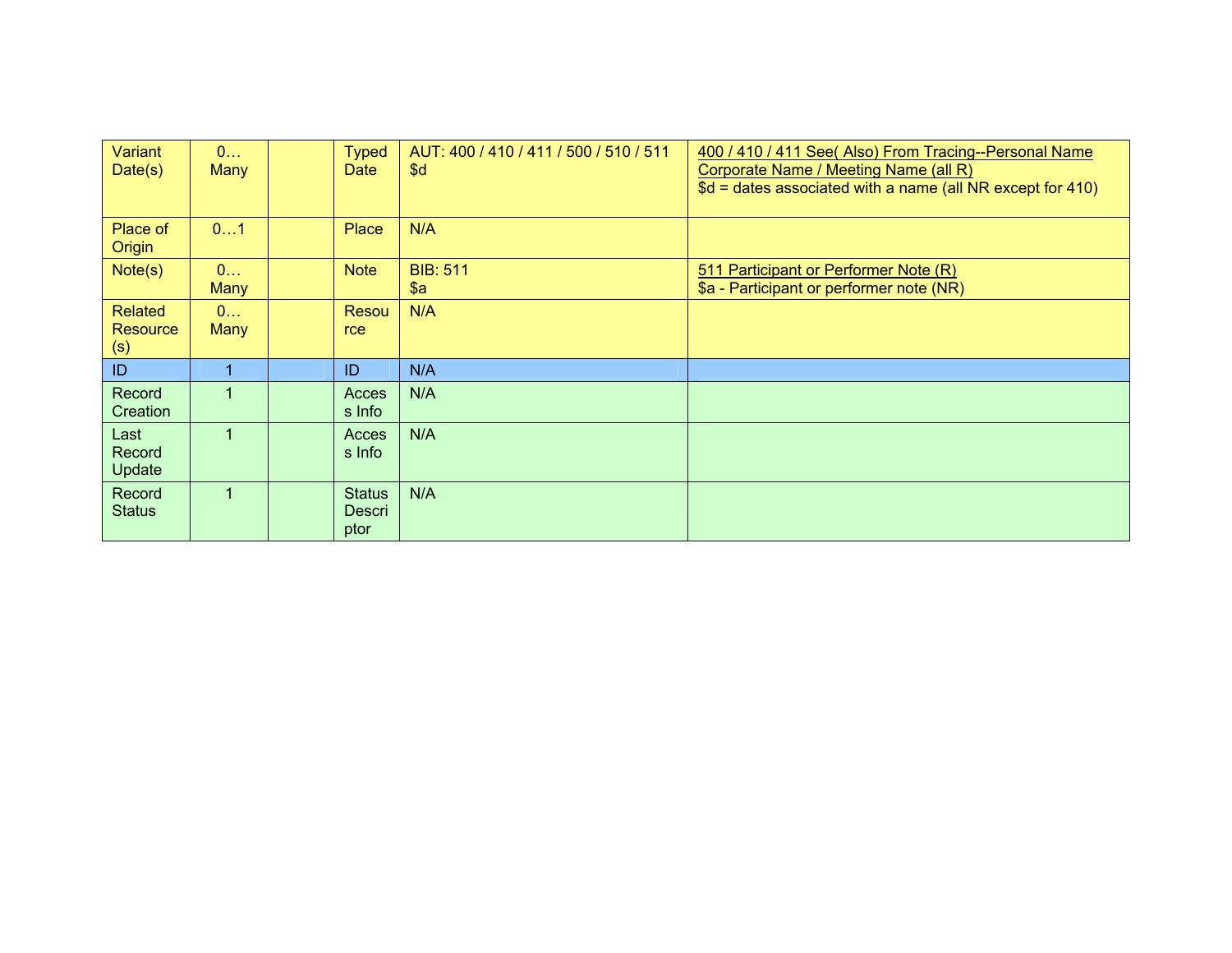| Variant Date(s) | 0… Many | | Typed Date | AUT: 400 / 410 / 411 / 500 / 510 / 511<br>$d | 400 / 410 / 411 See( Also) From Tracing--Personal Name Corporate Name / Meeting Name (all R)<br>$d = dates associated with a name (all NR except for 410) |
|---|---|---|---|---|---|
| Place of Origin | 0…1 | | Place | N/A | |
| Note(s) | 0… Many | | Note | BIB: 511<br>$a | 511 Participant or Performer Note (R)<br>$a - Participant or performer note (NR) |
| Related Resource (s) | 0… Many | | Resource | N/A | |
| ID | 1 | | ID | N/A | |
| Record Creation | 1 | | Access Info | N/A | |
| Last Record Update | 1 | | Access Info | N/A | |
| Record Status | 1 | | Status Descriptor | N/A | |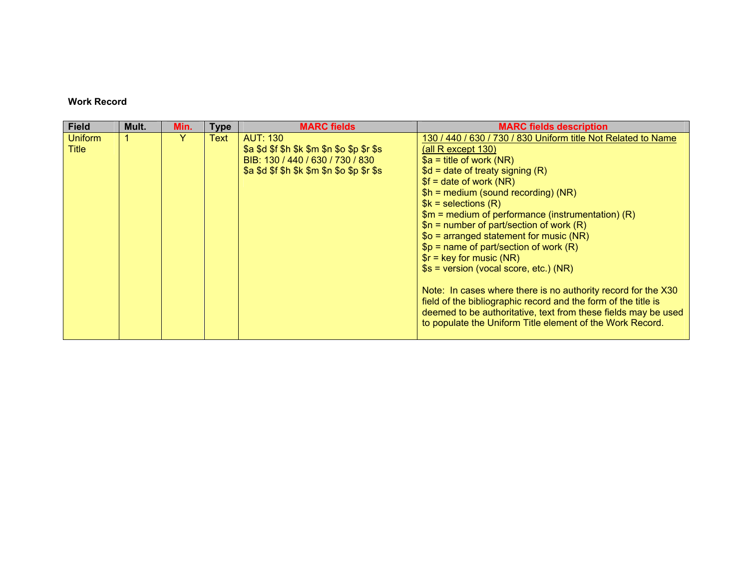**Work Record**

| Field | Mult. | Min. | Type | MARC fields | MARC fields description |
|---|---|---|---|---|---|
| Uniform Title | 1 | Y | Text | AUT: 130<br>$a $d $f $h $k $m $n $o $p $r $s<br>BIB: 130 / 440 / 630 / 730 / 830<br>$a $d $f $h $k $m $n $o $p $r $s | <u>130 / 440 / 630 / 730 / 830 Uniform title Not Related to Name (all R except 130)</u><br>$a = title of work (NR)<br>$d = date of treaty signing (R)<br>$f = date of work (NR)<br>$h = medium (sound recording) (NR)<br>$k = selections (R)<br>$m = medium of performance (instrumentation) (R)<br>$n = number of part/section of work (R)<br>$o = arranged statement for music (NR)<br>$p = name of part/section of work (R)<br>$r = key for music (NR)<br>$s = version (vocal score, etc.) (NR)<br><br>Note: In cases where there is no authority record for the X30 field of the bibliographic record and the form of the title is deemed to be authoritative, text from these fields may be used to populate the Uniform Title element of the Work Record. |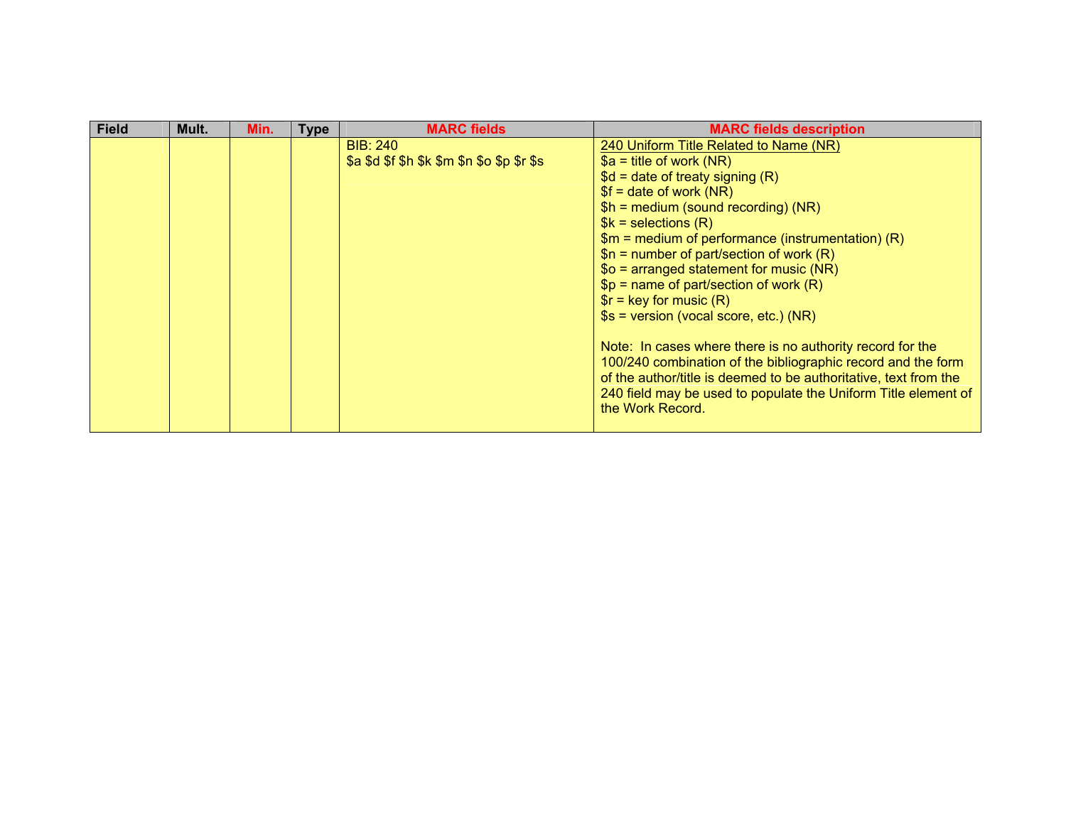| Field | Mult. | Min. | Type | MARC fields | MARC fields description |
|---|---|---|---|---|---|
| | | | | BIB: 240<br>$a $d $f $h $k $m $n $o $p $r $s | 240 Uniform Title Related to Name (NR)<br>$a = title of work (NR)<br>$d = date of treaty signing (R)<br>$f = date of work (NR)<br>$h = medium (sound recording) (NR)<br>$k = selections (R)<br>$m = medium of performance (instrumentation) (R)<br>$n = number of part/section of work (R)<br>$o = arranged statement for music (NR)<br>$p = name of part/section of work (R)<br>$r = key for music (R)<br>$s = version (vocal score, etc.) (NR)<br><br>Note: In cases where there is no authority record for the 100/240 combination of the bibliographic record and the form of the author/title is deemed to be authoritative, text from the 240 field may be used to populate the Uniform Title element of the Work Record. |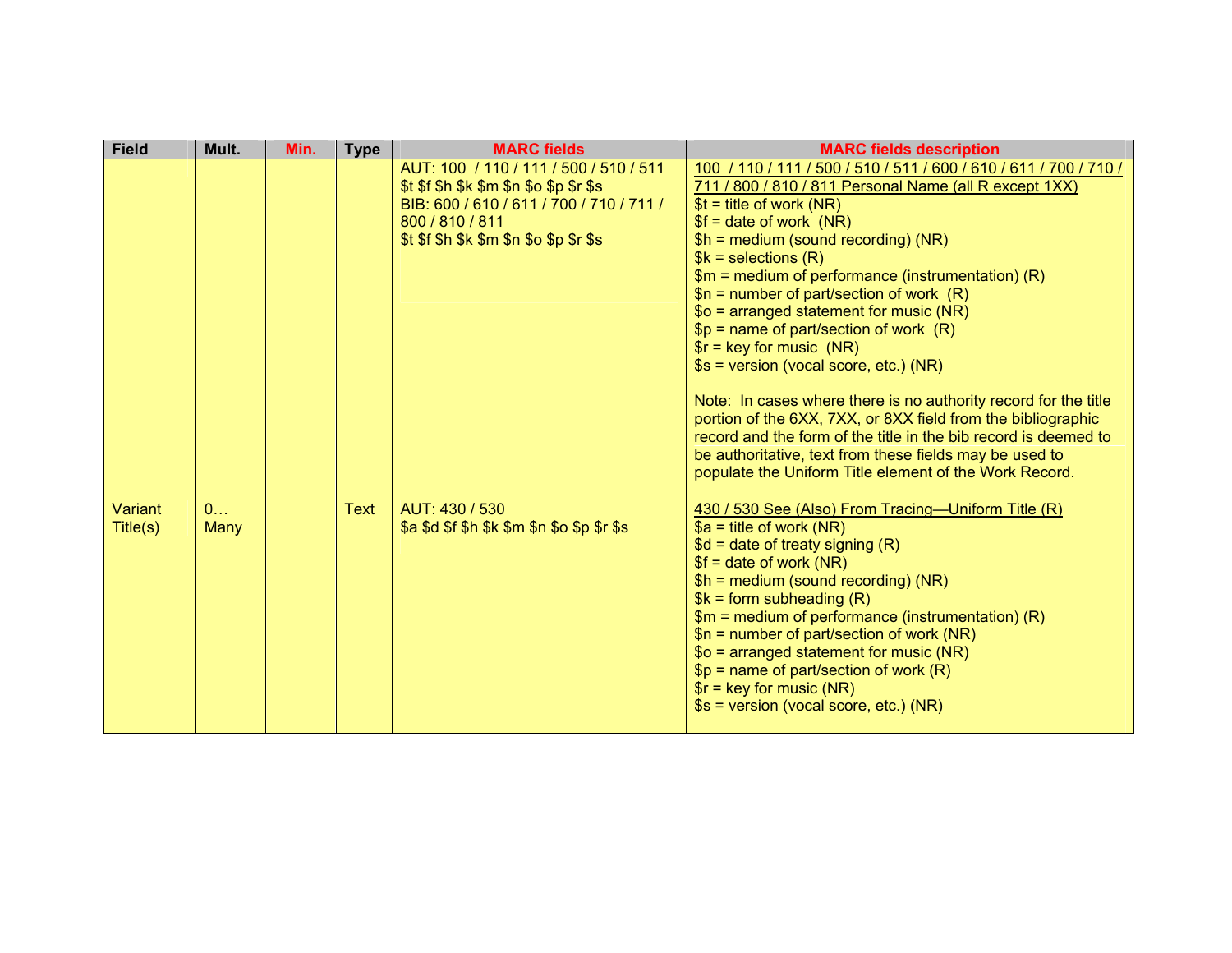| Field | Mult. | Min. | Type | MARC fields | MARC fields description |
|---|---|---|---|---|---|
| | | | | AUT: 100 / 110 / 111 / 500 / 510 / 511<br>$t $f $h $k $m $n $o $p $r $s<br>BIB: 600 / 610 / 611 / 700 / 710 / 711 / 800 / 810 / 811<br>$t $f $h $k $m $n $o $p $r $s | 100 / 110 / 111 / 500 / 510 / 511 / 600 / 610 / 611 / 700 / 710 / 711 / 800 / 810 / 811 Personal Name (all R except 1XX)<br>$t = title of work (NR)<br>$f = date of work (NR)<br>$h = medium (sound recording) (NR)<br>$k = selections (R)<br>$m = medium of performance (instrumentation) (R)<br>$n = number of part/section of work (R)<br>$o = arranged statement for music (NR)<br>$p = name of part/section of work (R)<br>$r = key for music (NR)<br>$s = version (vocal score, etc.) (NR)<br><br>Note: In cases where there is no authority record for the title portion of the 6XX, 7XX, or 8XX field from the bibliographic record and the form of the title in the bib record is deemed to be authoritative, text from these fields may be used to populate the Uniform Title element of the Work Record. |
| Variant Title(s) | 0… Many | | Text | AUT: 430 / 530<br>$a $d $f $h $k $m $n $o $p $r $s | 430 / 530 See (Also) From Tracing—Uniform Title (R)<br>$a = title of work (NR)<br>$d = date of treaty signing (R)<br>$f = date of work (NR)<br>$h = medium (sound recording) (NR)<br>$k = form subheading (R)<br>$m = medium of performance (instrumentation) (R)<br>$n = number of part/section of work (NR)<br>$o = arranged statement for music (NR)<br>$p = name of part/section of work (R)<br>$r = key for music (NR)<br>$s = version (vocal score, etc.) (NR) |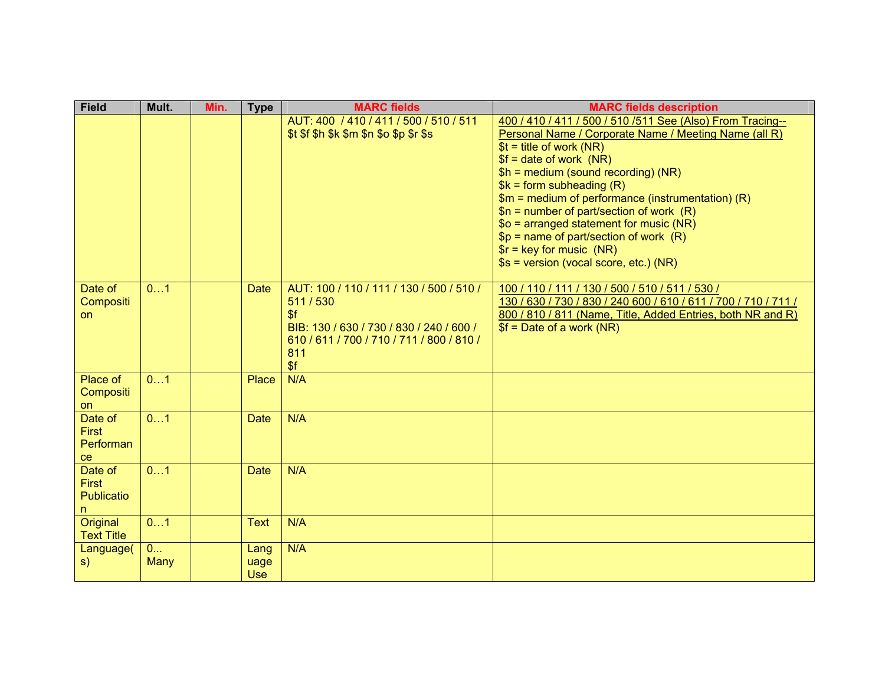| Field | Mult. | Min. | Type | MARC fields | MARC fields description |
|---|---|---|---|---|---|
| | | | | AUT: 400 / 410 / 411 / 500 / 510 / 511<br>$t $f $h $k $m $n $o $p $r $s | 400 / 410 / 411 / 500 / 510 /511 See (Also) From Tracing--Personal Name / Corporate Name / Meeting Name (all R)<br>$t = title of work (NR)<br>$f = date of work (NR)<br>$h = medium (sound recording) (NR)<br>$k = form subheading (R)<br>$m = medium of performance (instrumentation) (R)<br>$n = number of part/section of work (R)<br>$o = arranged statement for music (NR)<br>$p = name of part/section of work (R)<br>$r = key for music (NR)<br>$s = version (vocal score, etc.) (NR) |
| Date of Composition | 0…1 | | Date | AUT: 100 / 110 / 111 / 130 / 500 / 510 / 511 / 530<br>$f<br>BIB: 130 / 630 / 730 / 830 / 240 / 600 / 610 / 611 / 700 / 710 / 711 / 800 / 810 / 811<br>$f | 100 / 110 / 111 / 130 / 500 / 510 / 511 / 530 / 130 / 630 / 730 / 830 / 240 600 / 610 / 611 / 700 / 710 / 711 / 800 / 810 / 811 (Name, Title, Added Entries, both NR and R)<br>$f = Date of a work (NR) |
| Place of Composition | 0…1 | | Place | N/A | |
| Date of First Performance | 0…1 | | Date | N/A | |
| Date of First Publication | 0…1 | | Date | N/A | |
| Original Text Title | 0…1 | | Text | N/A | |
| Language(s) | 0... Many | | Language Use | N/A | |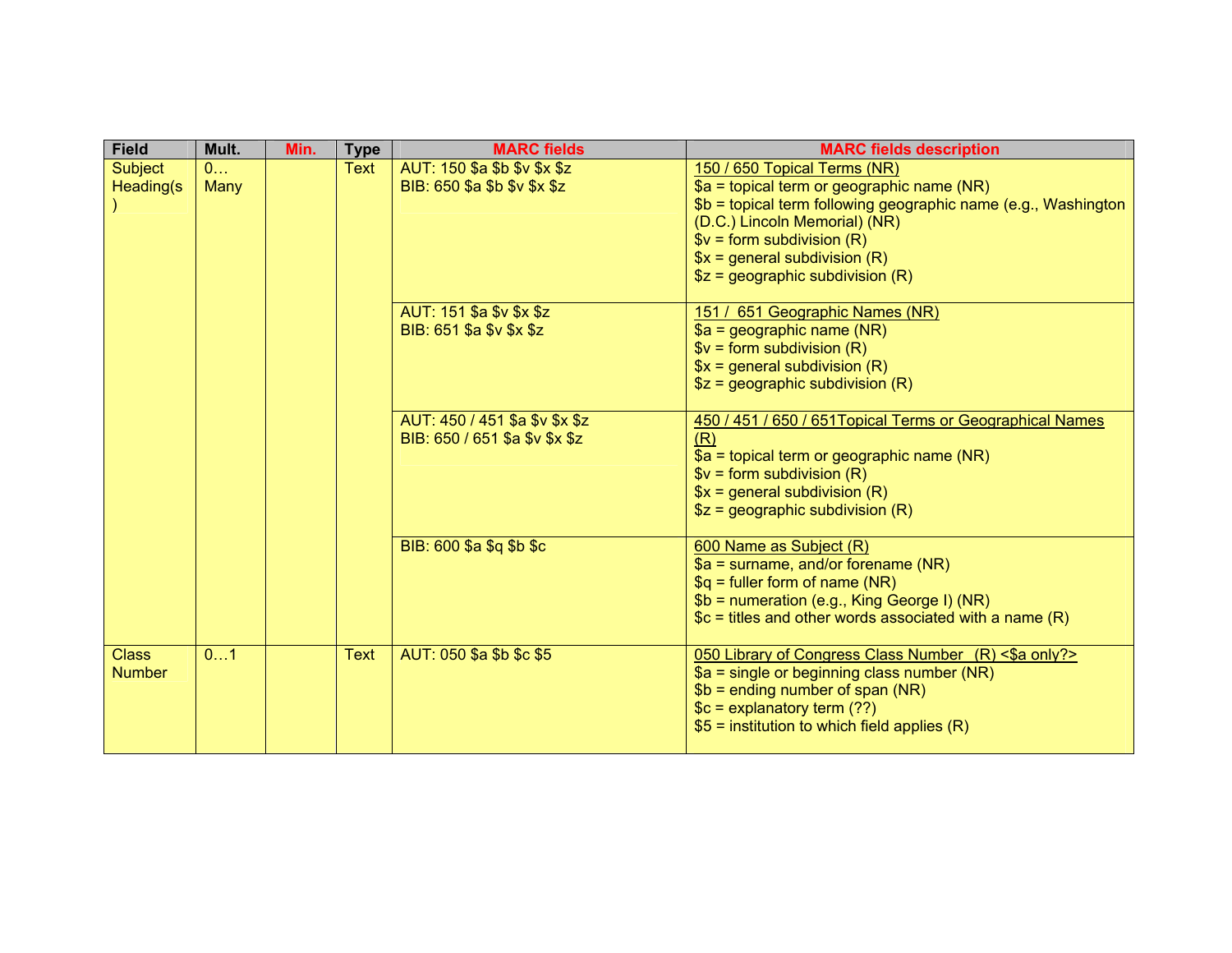| Field | Mult. | Min. | Type | MARC fields | MARC fields description |
|---|---|---|---|---|---|
| Subject Heading(s) | 0… Many | | Text | AUT: 150 $a $b $v $x $z<br>BIB: 650 $a $b $v $x $z | <u>150 / 650 Topical Terms (NR)</u><br>$a = topical term or geographic name (NR)<br>$b = topical term following geographic name (e.g., Washington (D.C.) Lincoln Memorial) (NR)<br>$v = form subdivision (R)<br>$x = general subdivision (R)<br>$z = geographic subdivision (R) |
| | | | | AUT: 151 $a $v $x $z<br>BIB: 651 $a $v $x $z | <u>151 / 651 Geographic Names (NR)</u><br>$a = geographic name (NR)<br>$v = form subdivision (R)<br>$x = general subdivision (R)<br>$z = geographic subdivision (R) |
| | | | | AUT: 450 / 451 $a $v $x $z<br>BIB: 650 / 651 $a $v $x $z | <u>450 / 451 / 650 / 651Topical Terms or Geographical Names (R)</u><br>$a = topical term or geographic name (NR)<br>$v = form subdivision (R)<br>$x = general subdivision (R)<br>$z = geographic subdivision (R) |
| | | | | BIB: 600 $a $q $b $c | <u>600 Name as Subject (R)</u><br>$a = surname, and/or forename (NR)<br>$q = fuller form of name (NR)<br>$b = numeration (e.g., King George I) (NR)<br>$c = titles and other words associated with a name (R) |
| Class Number | 0…1 | | Text | AUT: 050 $a $b $c $5 | <u>050 Library of Congress Class Number (R) <$a only?></u><br>$a = single or beginning class number (NR)<br>$b = ending number of span (NR)<br>$c = explanatory term (??)<br>$5 = institution to which field applies (R) |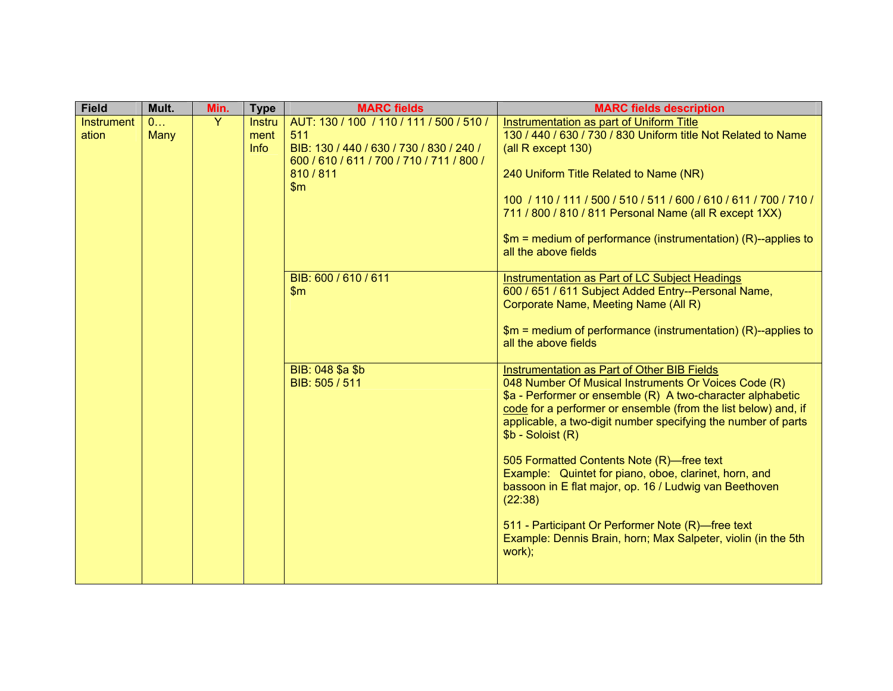| Field | Mult. | Min. | Type | MARC fields | MARC fields description |
|---|---|---|---|---|---|
| Instrumentation | 0… Many | Y | Instrument Info | AUT: 130 / 100 / 110 / 111 / 500 / 510 / 511<br>BIB: 130 / 440 / 630 / 730 / 830 / 240 / 600 / 610 / 611 / 700 / 710 / 711 / 800 / 810 / 811<br>$m | <u>Instrumentation as part of Uniform Title</u><br>130 / 440 / 630 / 730 / 830 Uniform title Not Related to Name (all R except 130)<br><br>240 Uniform Title Related to Name (NR)<br><br>100 / 110 / 111 / 500 / 510 / 511 / 600 / 610 / 611 / 700 / 710 / 711 / 800 / 810 / 811 Personal Name (all R except 1XX)<br><br>$m = medium of performance (instrumentation) (R)--applies to all the above fields |
| | | | | BIB: 600 / 610 / 611<br>$m | <u>Instrumentation as Part of LC Subject Headings</u><br>600 / 651 / 611 Subject Added Entry--Personal Name, Corporate Name, Meeting Name (All R)<br><br>$m = medium of performance (instrumentation) (R)--applies to all the above fields |
| | | | | BIB: 048 $a $b<br>BIB: 505 / 511 | <u>Instrumentation as Part of Other BIB Fields</u><br>048 Number Of Musical Instruments Or Voices Code (R)<br>$a - Performer or ensemble (R) A two-character alphabetic <u>code</u> for a performer or ensemble (from the list below) and, if applicable, a two-digit number specifying the number of parts<br>$b - Soloist (R)<br><br>505 Formatted Contents Note (R)—free text<br>Example: Quintet for piano, oboe, clarinet, horn, and bassoon in E flat major, op. 16 / Ludwig van Beethoven (22:38)<br><br>511 - Participant Or Performer Note (R)—free text<br>Example: Dennis Brain, horn; Max Salpeter, violin (in the 5th work); |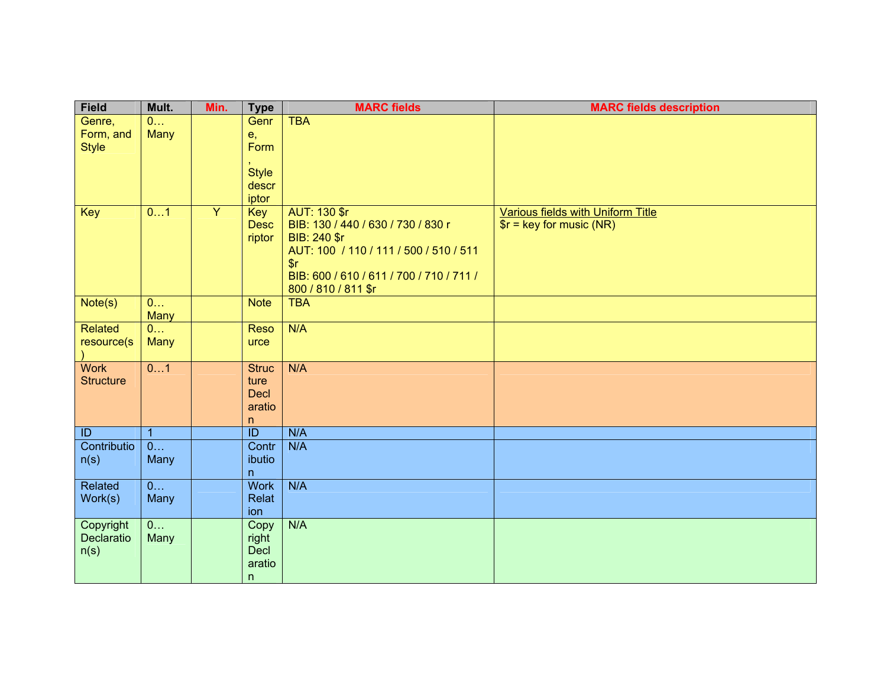| Field | Mult. | Min. | Type | MARC fields | MARC fields description |
|---|---|---|---|---|---|
| Genre, Form, and Style | 0…Many | | Genre, Form, Style descriptor | TBA | |
| Key | 0…1 | Y | Key Descriptor | AUT: 130 $r<br>BIB: 130 / 440 / 630 / 730 / 830 r<br>BIB: 240 $r<br>AUT: 100 / 110 / 111 / 500 / 510 / 511 $r<br>BIB: 600 / 610 / 611 / 700 / 710 / 711 / 800 / 810 / 811 $r | Various fields with Uniform Title<br>$r = key for music (NR) |
| Note(s) | 0…Many | | Note | TBA | |
| Related resource(s) | 0…Many | | Resource | N/A | |
| Work Structure | 0…1 | | Structure Declaration | N/A | |
| ID | 1 | | ID | N/A | |
| Contribution(s) | 0…Many | | Contribution | N/A | |
| Related Work(s) | 0…Many | | Work Relation | N/A | |
| Copyright Declaration(s) | 0…Many | | Copyright Declaration | N/A | |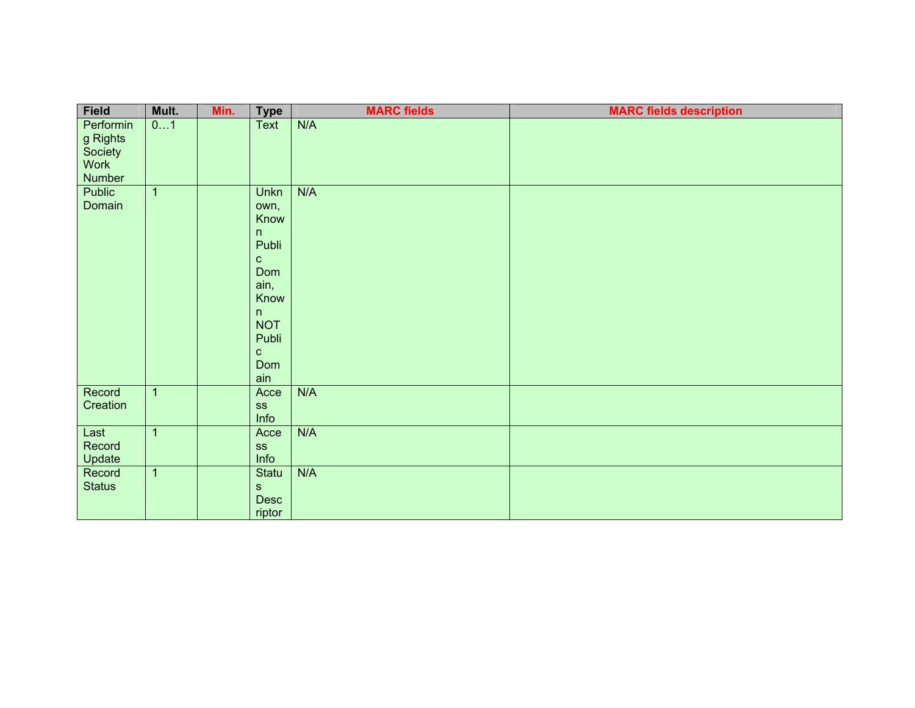| Field | Mult. | Min. | Type | MARC fields | MARC fields description |
|---|---|---|---|---|---|
| Performing Rights Society Work Number | 0…1 | | Text | N/A | |
| Public Domain | 1 | | Unknown, Known Public Domain, Known NOT Public Domain | N/A | |
| Record Creation | 1 | | Access Info | N/A | |
| Last Record Update | 1 | | Access Info | N/A | |
| Record Status | 1 | | Status Descriptor | N/A | |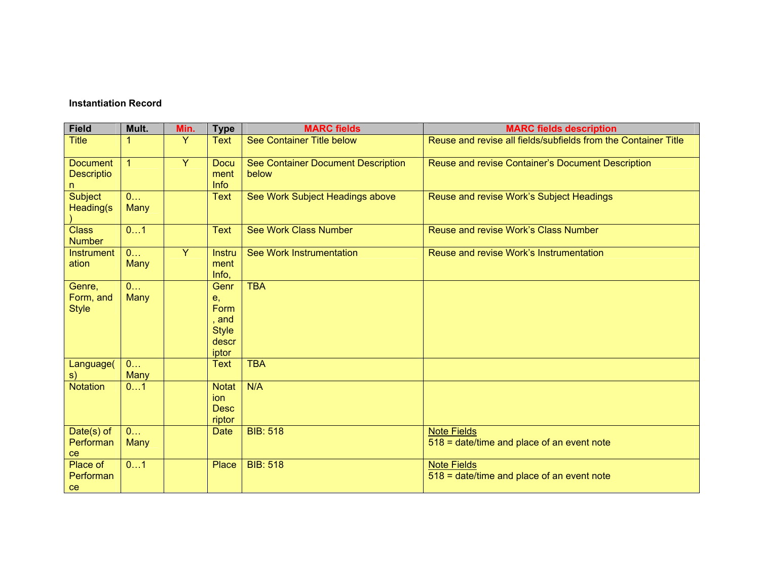**Instantiation Record**

| Field | Mult. | Min. | Type | MARC fields | MARC fields description |
|---|---|---|---|---|---|
| Title | 1 | Y | Text | See Container Title below | Reuse and revise all fields/subfields from the Container Title |
| Document Description | 1 | Y | Document Info | See Container Document Description below | Reuse and revise Container's Document Description |
| Subject Heading(s) | 0… Many | | Text | See Work Subject Headings above | Reuse and revise Work's Subject Headings |
| Class Number | 0…1 | | Text | See Work Class Number | Reuse and revise Work's Class Number |
| Instrumentation | 0… Many | Y | Instrument Info, | See Work Instrumentation | Reuse and revise Work's Instrumentation |
| Genre, Form, and Style | 0… Many | | Genre, Form, and Style descriptor | TBA | |
| Language(s) | 0… Many | | Text | TBA | |
| Notation | 0…1 | | Notation Descriptor | N/A | |
| Date(s) of Performance | 0… Many | | Date | BIB: 518 | Note Fields<br>518 = date/time and place of an event note |
| Place of Performance | 0…1 | | Place | BIB: 518 | Note Fields<br>518 = date/time and place of an event note |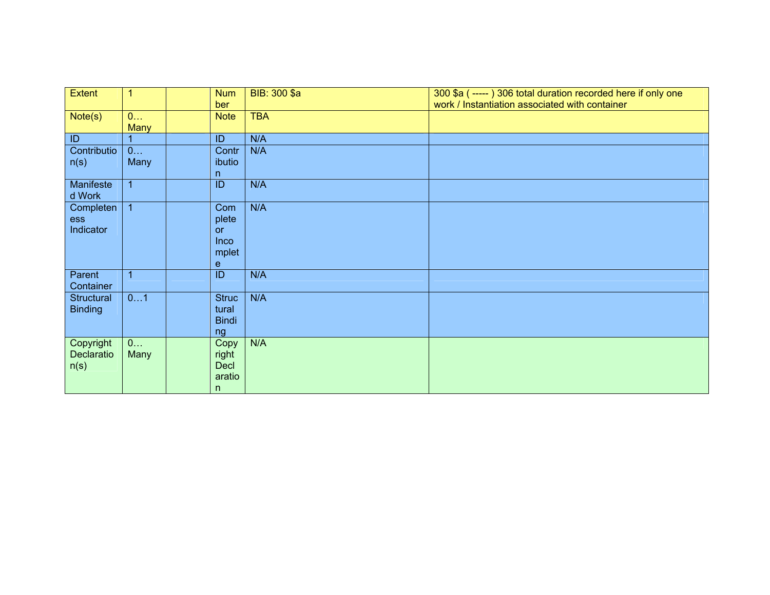| Extent | 1 | | Number | BIB: 300 $a | 300 $a ( ----- ) 306 total duration recorded here if only one work / Instantiation associated with container |
|---|---|---|---|---|---|
| Note(s) | 0… Many | | Note | TBA | |
| ID | 1 | | ID | N/A | |
| Contribution(s) | 0… Many | | Contribution | N/A | |
| Manifested Work | 1 | | ID | N/A | |
| Completeness Indicator | 1 | | Complete or Incomplete | N/A | |
| Parent Container | 1 | | ID | N/A | |
| Structural Binding | 0…1 | | Structural Binding | N/A | |
| Copyright Declaration(s) | 0… Many | | Copyright Declaration | N/A | |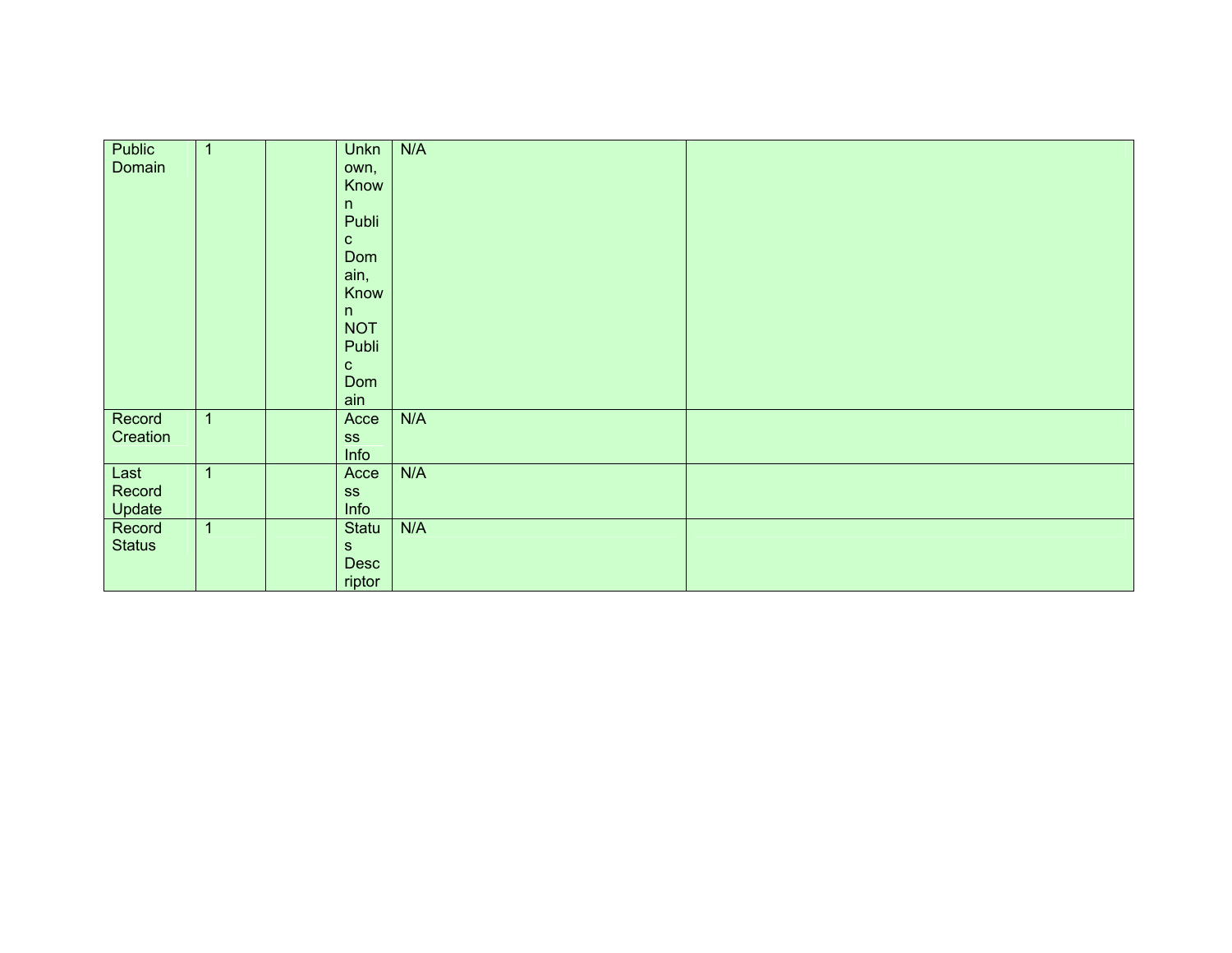| | | | | | |
|---|---|---|---|---|---|
| Public Domain | 1 | | Unknown, Known Public Domain, Known NOT Public Domain | N/A | |
| Record Creation | 1 | | Access Info | N/A | |
| Last Record Update | 1 | | Access Info | N/A | |
| Record Status | 1 | | Status Descriptor | N/A | |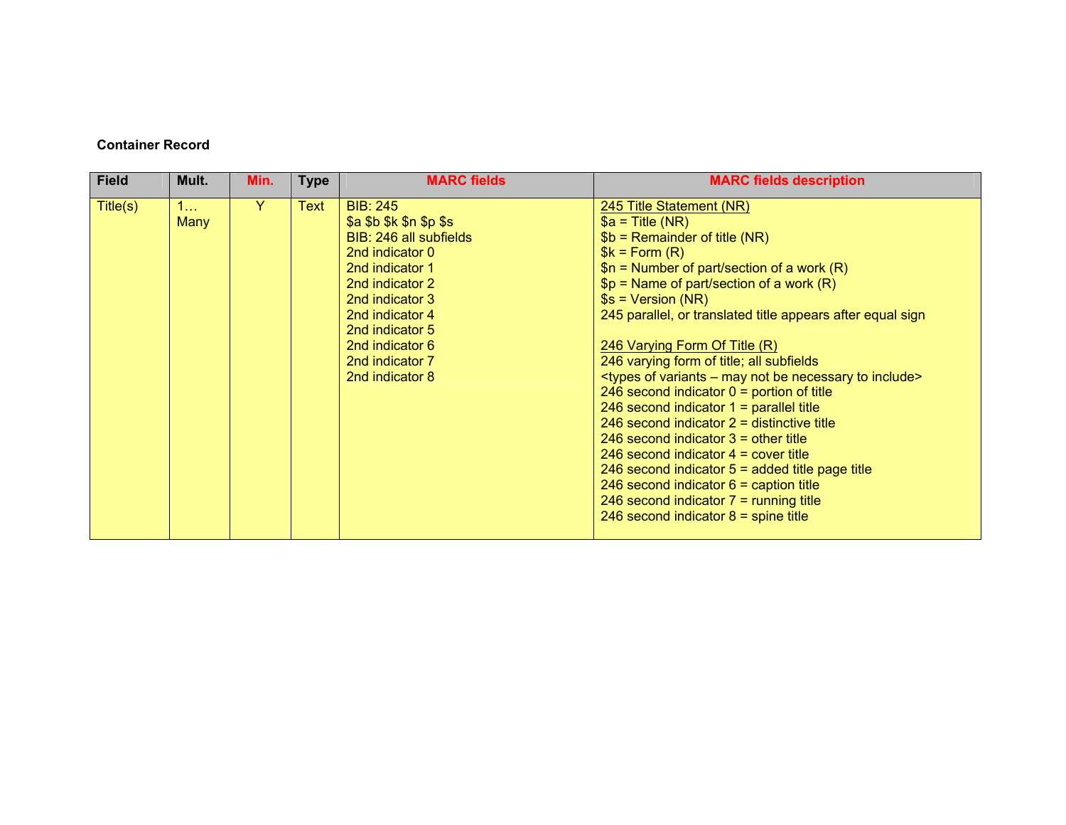**Container Record**

| Field | Mult. | Min. | Type | MARC fields | MARC fields description |
|---|---|---|---|---|---|
| Title(s) | 1… Many | Y | Text | BIB: 245<br>$a $b $k $n $p $s<br>BIB: 246 all subfields<br>2nd indicator 0<br>2nd indicator 1<br>2nd indicator 2<br>2nd indicator 3<br>2nd indicator 4<br>2nd indicator 5<br>2nd indicator 6<br>2nd indicator 7<br>2nd indicator 8 | <u>245 Title Statement (NR)</u><br>$a = Title (NR)<br>$b = Remainder of title (NR)<br>$k = Form (R)<br>$n = Number of part/section of a work (R)<br>$p = Name of part/section of a work (R)<br>$s = Version (NR)<br>245 parallel, or translated title appears after equal sign<br><br><u>246 Varying Form Of Title (R)</u><br>246 varying form of title; all subfields<br><types of variants – may not be necessary to include><br>246 second indicator 0 = portion of title<br>246 second indicator 1 = parallel title<br>246 second indicator 2 = distinctive title<br>246 second indicator 3 = other title<br>246 second indicator 4 = cover title<br>246 second indicator 5 = added title page title<br>246 second indicator 6 = caption title<br>246 second indicator 7 = running title<br>246 second indicator 8 = spine title |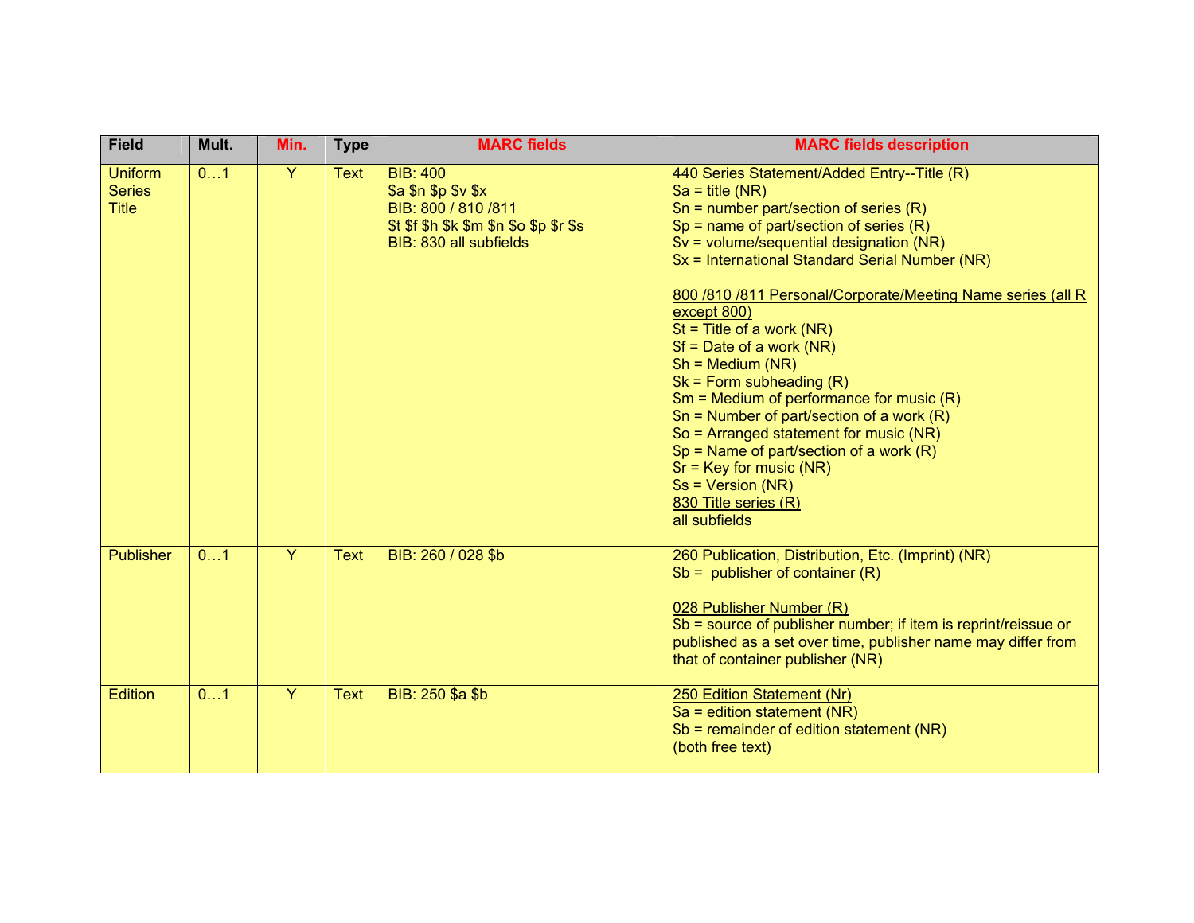| Field | Mult. | Min. | Type | MARC fields | MARC fields description |
|---|---|---|---|---|---|
| Uniform Series Title | 0…1 | Y | Text | BIB: 400<br>$a $n $p $v $x<br>BIB: 800 / 810 /811<br>$t $f $h $k $m $n $o $p $r $s<br>BIB: 830 all subfields | 440 Series Statement/Added Entry--Title (R)<br>$a = title (NR)<br>$n = number part/section of series (R)<br>$p = name of part/section of series (R)<br>$v = volume/sequential designation (NR)<br>$x = International Standard Serial Number (NR)<br><br>800 /810 /811 Personal/Corporate/Meeting Name series (all R except 800)<br>$t = Title of a work (NR)<br>$f = Date of a work (NR)<br>$h = Medium (NR)<br>$k = Form subheading (R)<br>$m = Medium of performance for music (R)<br>$n = Number of part/section of a work (R)<br>$o = Arranged statement for music (NR)<br>$p = Name of part/section of a work (R)<br>$r = Key for music (NR)<br>$s = Version (NR)<br>830 Title series (R)<br>all subfields |
| Publisher | 0…1 | Y | Text | BIB: 260 / 028 $b | 260 Publication, Distribution, Etc. (Imprint) (NR)<br>$b = publisher of container (R)<br><br>028 Publisher Number (R)<br>$b = source of publisher number; if item is reprint/reissue or published as a set over time, publisher name may differ from that of container publisher (NR) |
| Edition | 0…1 | Y | Text | BIB: 250 $a $b | 250 Edition Statement (Nr)<br>$a = edition statement (NR)<br>$b = remainder of edition statement (NR)<br>(both free text) |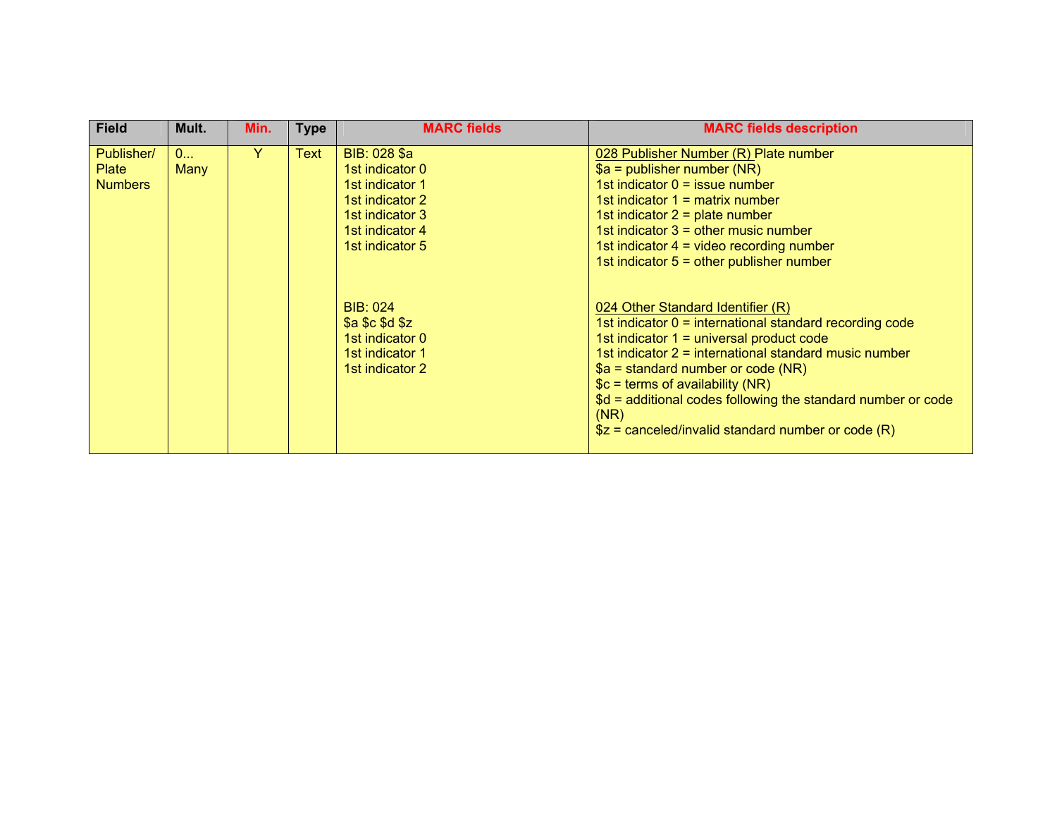| Field | Mult. | Min. | Type | MARC fields | MARC fields description |
|---|---|---|---|---|---|
| Publisher/ Plate Numbers | 0... Many | Y | Text | BIB: 028 $a<br>1st indicator 0<br>1st indicator 1<br>1st indicator 2<br>1st indicator 3<br>1st indicator 4<br>1st indicator 5<br><br>BIB: 024<br>$a $c $d $z<br>1st indicator 0<br>1st indicator 1<br>1st indicator 2 | <u>028 Publisher Number (R)</u> Plate number<br>$a = publisher number (NR)<br>1st indicator 0 = issue number<br>1st indicator 1 = matrix number<br>1st indicator 2 = plate number<br>1st indicator 3 = other music number<br>1st indicator 4 = video recording number<br>1st indicator 5 = other publisher number<br><br><u>024 Other Standard Identifier (R)</u><br>1st indicator 0 = international standard recording code<br>1st indicator 1 = universal product code<br>1st indicator 2 = international standard music number<br>$a = standard number or code (NR)<br>$c = terms of availability (NR)<br>$d = additional codes following the standard number or code (NR)<br>$z = canceled/invalid standard number or code (R) |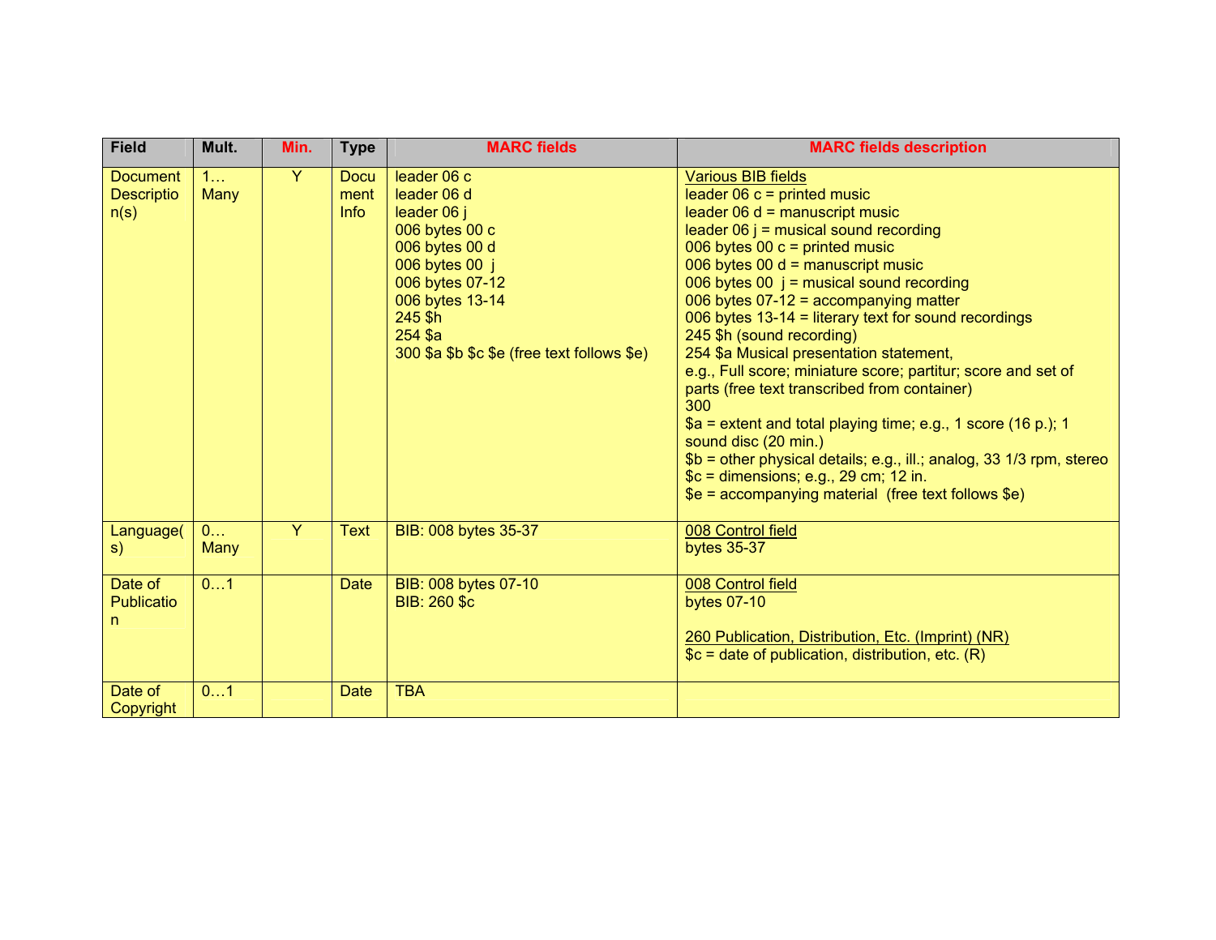| Field | Mult. | Min. | Type | MARC fields | MARC fields description |
|---|---|---|---|---|---|
| Document Description(s) | 1… Many | Y | Document Info | leader 06 c<br>leader 06 d<br>leader 06 j<br>006 bytes 00 c<br>006 bytes 00 d<br>006 bytes 00 j<br>006 bytes 07-12<br>006 bytes 13-14<br>245 $h<br>254 $a<br>300 $a $b $c $e (free text follows $e) | Various BIB fields<br>leader 06 c = printed music<br>leader 06 d = manuscript music<br>leader 06 j = musical sound recording<br>006 bytes 00 c = printed music<br>006 bytes 00 d = manuscript music<br>006 bytes 00 j = musical sound recording<br>006 bytes 07-12 = accompanying matter<br>006 bytes 13-14 = literary text for sound recordings<br>245 $h (sound recording)<br>254 $a Musical presentation statement, e.g., Full score; miniature score; partitur; score and set of parts (free text transcribed from container)<br>300<br>$a = extent and total playing time; e.g., 1 score (16 p.); 1 sound disc (20 min.)<br>$b = other physical details; e.g., ill.; analog, 33 1/3 rpm, stereo<br>$c = dimensions; e.g., 29 cm; 12 in.<br>$e = accompanying material (free text follows $e) |
| Language(s) | 0… Many | Y | Text | BIB: 008 bytes 35-37 | 008 Control field<br>bytes 35-37 |
| Date of Publication | 0…1 | | Date | BIB: 008 bytes 07-10<br>BIB: 260 $c | 008 Control field<br>bytes 07-10<br><br>260 Publication, Distribution, Etc. (Imprint) (NR)<br>$c = date of publication, distribution, etc. (R) |
| Date of Copyright | 0…1 | | Date | TBA | |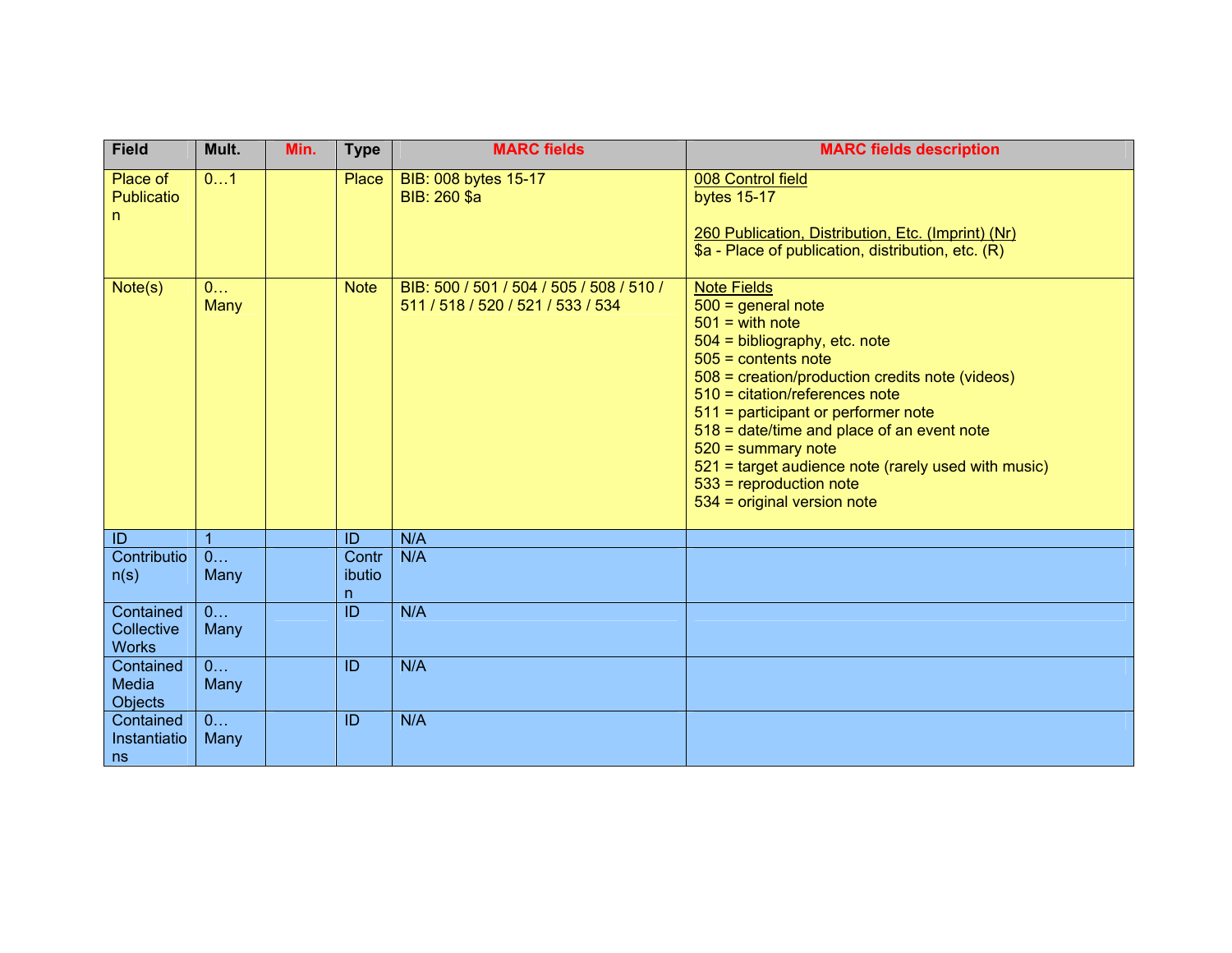| Field | Mult. | Min. | Type | MARC fields | MARC fields description |
|---|---|---|---|---|---|
| Place of Publication | 0…1 | | Place | BIB: 008 bytes 15-17<br>BIB: 260 $a | 008 Control field<br>bytes 15-17<br><br>260 Publication, Distribution, Etc. (Imprint) (Nr)<br>$a - Place of publication, distribution, etc. (R) |
| Note(s) | 0… Many | | Note | BIB: 500 / 501 / 504 / 505 / 508 / 510 / 511 / 518 / 520 / 521 / 533 / 534 | Note Fields<br>500 = general note<br>501 = with note<br>504 = bibliography, etc. note<br>505 = contents note<br>508 = creation/production credits note (videos)<br>510 = citation/references note<br>511 = participant or performer note<br>518 = date/time and place of an event note<br>520 = summary note<br>521 = target audience note (rarely used with music)<br>533 = reproduction note<br>534 = original version note |
| ID | 1 | | ID | N/A | |
| Contribution(s) | 0… Many | | Contribution | N/A | |
| Contained Collective Works | 0… Many | | ID | N/A | |
| Contained Media Objects | 0… Many | | ID | N/A | |
| Contained Instantiations | 0… Many | | ID | N/A | |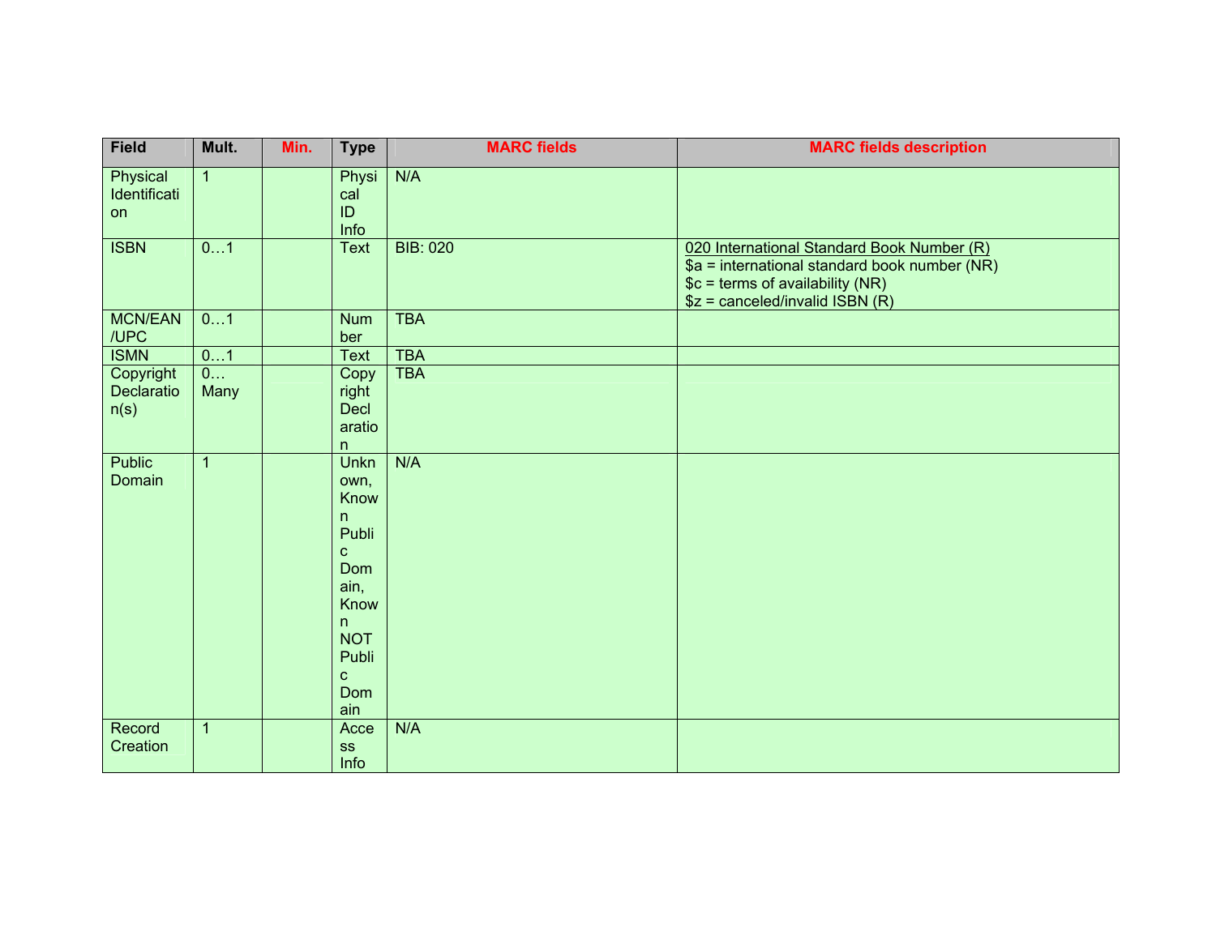| Field | Mult. | Min. | Type | MARC fields | MARC fields description |
|---|---|---|---|---|---|
| Physical Identification | 1 | | Physical ID Info | N/A | |
| ISBN | 0…1 | | Text | BIB: 020 | 020 International Standard Book Number (R)<br>$a = international standard book number (NR)<br>$c = terms of availability (NR)<br>$z = canceled/invalid ISBN (R) |
| MCN/EAN/UPC | 0…1 | | Number | TBA | |
| ISMN | 0…1 | | Text | TBA | |
| Copyright Declaration(s) | 0…Many | | Copyright Declaration | TBA | |
| Public Domain | 1 | | Unknown, Known Public Domain, Known NOT Public Domain | N/A | |
| Record Creation | 1 | | Access Info | N/A | |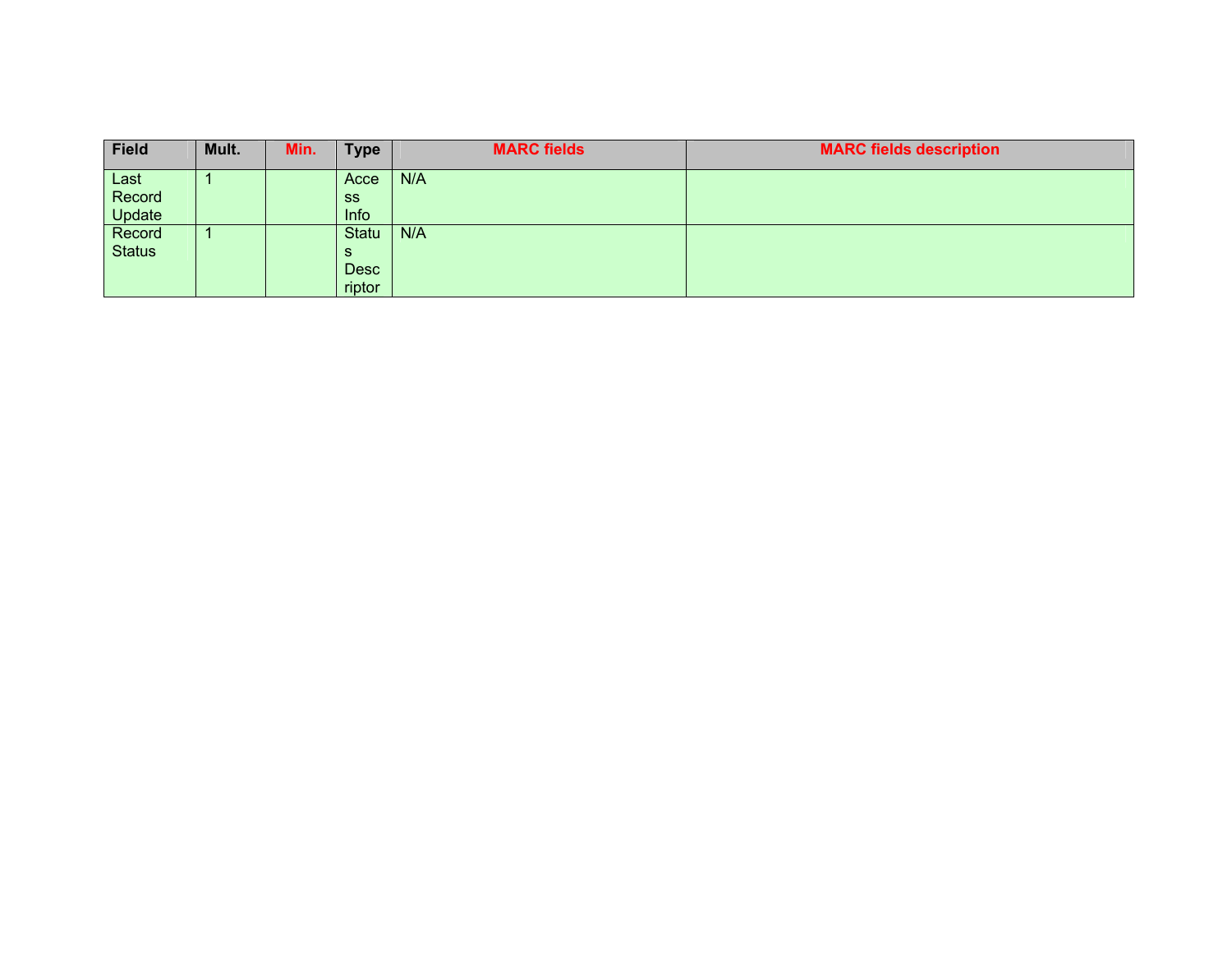| Field | Mult. | Min. | Type | MARC fields | MARC fields description |
| --- | --- | --- | --- | --- | --- |
| Last Record Update | 1 | | Access Info | N/A | |
| Record Status | 1 | | Status Descriptor | N/A | |